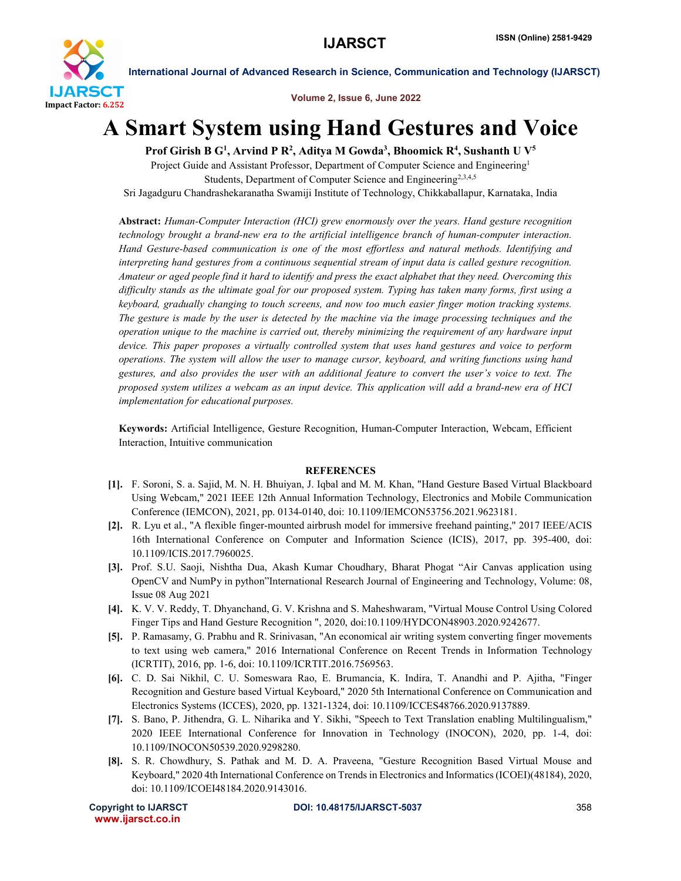# A Smart System using Hand Gestures and Voice

**Prof Girish B G[1], Arvind P R[2], Aditya M Gowda[3], Bhoomick R[4], Sushanth U V[5]**

Project Guide and Assistant Professor, Department of Computer Science and Engineering[1]

Students, Department of Computer Science and Engineering[2,3,4,5]

Sri Jagadguru Chandrashekaranatha Swamiji Institute of Technology, Chikkaballapur, Karnataka, India

**Abstract:** *Human-Computer Interaction (HCI) grew enormously over the years. Hand gesture recognition technology brought a brand-new era to the artificial intelligence branch of human-computer interaction. Hand Gesture-based communication is one of the most effortless and natural methods. Identifying and interpreting hand gestures from a continuous sequential stream of input data is called gesture recognition. Amateur or aged people find it hard to identify and press the exact alphabet that they need. Overcoming this difficulty stands as the ultimate goal for our proposed system. Typing has taken many forms, first using a keyboard, gradually changing to touch screens, and now too much easier finger motion tracking systems. The gesture is made by the user is detected by the machine via the image processing techniques and the operation unique to the machine is carried out, thereby minimizing the requirement of any hardware input device. This paper proposes a virtually controlled system that uses hand gestures and voice to perform operations. The system will allow the user to manage cursor, keyboard, and writing functions using hand gestures, and also provides the user with an additional feature to convert the user's voice to text. The proposed system utilizes a webcam as an input device. This application will add a brand-new era of HCI implementation for educational purposes.*

**Keywords:** Artificial Intelligence, Gesture Recognition, Human-Computer Interaction, Webcam, Efficient Interaction, Intuitive communication

## REFERENCES

**[1].** F. Soroni, S. a. Sajid, M. N. H. Bhuiyan, J. Iqbal and M. M. Khan, "Hand Gesture Based Virtual Blackboard Using Webcam," 2021 IEEE 12th Annual Information Technology, Electronics and Mobile Communication Conference (IEMCON), 2021, pp. 0134-0140, doi: 10.1109/IEMCON53756.2021.9623181.

**[2].** R. Lyu et al., "A flexible finger-mounted airbrush model for immersive freehand painting," 2017 IEEE/ACIS 16th International Conference on Computer and Information Science (ICIS), 2017, pp. 395-400, doi: 10.1109/ICIS.2017.7960025.

**[3].** Prof. S.U. Saoji, Nishtha Dua, Akash Kumar Choudhary, Bharat Phogat "Air Canvas application using OpenCV and NumPy in python"International Research Journal of Engineering and Technology, Volume: 08, Issue 08 Aug 2021

**[4].** K. V. V. Reddy, T. Dhyanchand, G. V. Krishna and S. Maheshwaram, "Virtual Mouse Control Using Colored Finger Tips and Hand Gesture Recognition ", 2020, doi:10.1109/HYDCON48903.2020.9242677.

**[5].** P. Ramasamy, G. Prabhu and R. Srinivasan, "An economical air writing system converting finger movements to text using web camera," 2016 International Conference on Recent Trends in Information Technology (ICRTIT), 2016, pp. 1-6, doi: 10.1109/ICRTIT.2016.7569563.

**[6].** C. D. Sai Nikhil, C. U. Someswara Rao, E. Brumancia, K. Indira, T. Anandhi and P. Ajitha, "Finger Recognition and Gesture based Virtual Keyboard," 2020 5th International Conference on Communication and Electronics Systems (ICCES), 2020, pp. 1321-1324, doi: 10.1109/ICCES48766.2020.9137889.

**[7].** S. Bano, P. Jithendra, G. L. Niharika and Y. Sikhi, "Speech to Text Translation enabling Multilingualism," 2020 IEEE International Conference for Innovation in Technology (INOCON), 2020, pp. 1-4, doi: 10.1109/INOCON50539.2020.9298280.

**[8].** S. R. Chowdhury, S. Pathak and M. D. A. Praveena, "Gesture Recognition Based Virtual Mouse and Keyboard," 2020 4th International Conference on Trends in Electronics and Informatics (ICOEI)(48184), 2020, doi: 10.1109/ICOEI48184.2020.9143016.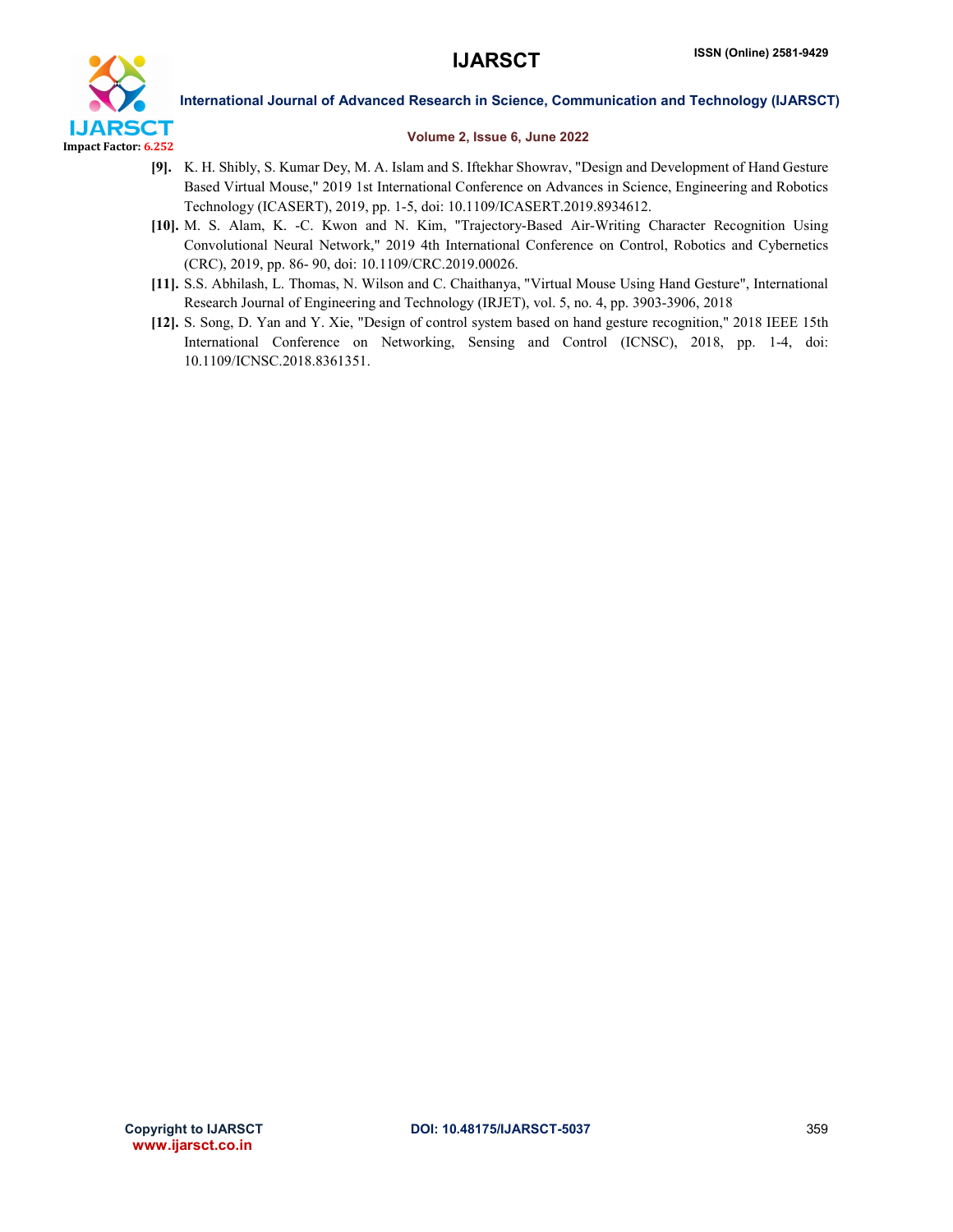[9]. K. H. Shibly, S. Kumar Dey, M. A. Islam and S. Iftekhar Showrav, "Design and Development of Hand Gesture Based Virtual Mouse," 2019 1st International Conference on Advances in Science, Engineering and Robotics Technology (ICASERT), 2019, pp. 1-5, doi: 10.1109/ICASERT.2019.8934612.

[10]. M. S. Alam, K. -C. Kwon and N. Kim, "Trajectory-Based Air-Writing Character Recognition Using Convolutional Neural Network," 2019 4th International Conference on Control, Robotics and Cybernetics (CRC), 2019, pp. 86- 90, doi: 10.1109/CRC.2019.00026.

[11]. S.S. Abhilash, L. Thomas, N. Wilson and C. Chaithanya, "Virtual Mouse Using Hand Gesture", International Research Journal of Engineering and Technology (IRJET), vol. 5, no. 4, pp. 3903-3906, 2018

[12]. S. Song, D. Yan and Y. Xie, "Design of control system based on hand gesture recognition," 2018 IEEE 15th International Conference on Networking, Sensing and Control (ICNSC), 2018, pp. 1-4, doi: 10.1109/ICNSC.2018.8361351.